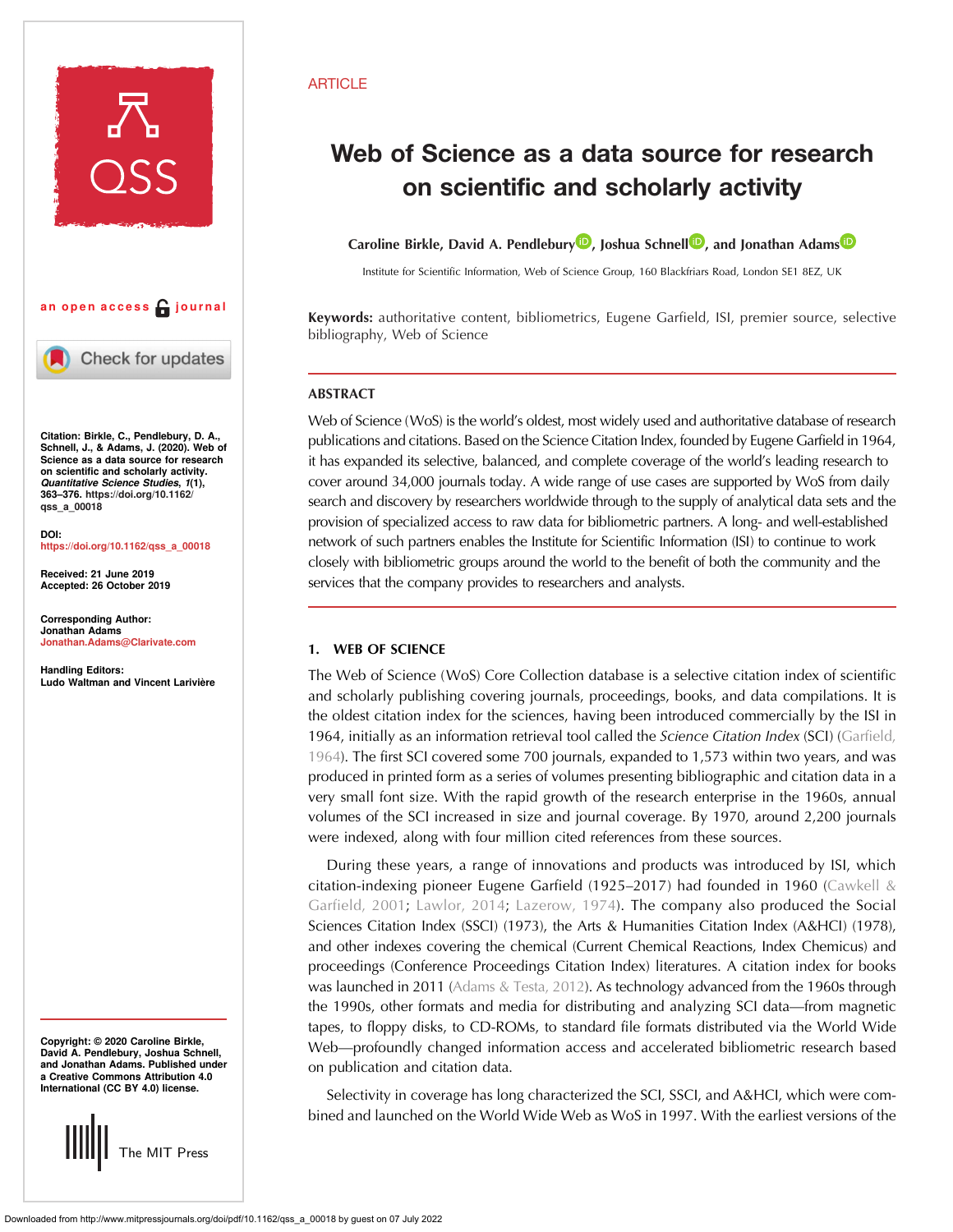ARTICLE

# Web of Science as a data source for research on scientific and scholarly activity

**Caroline Birkle, David A. Pendlebury, Joshua Schnell, and Jonathan Adams**

Institute for Scientific Information, Web of Science Group, 160 Blackfriars Road, London SE1 8EZ, UK

an open access journal

**Keywords:** authoritative content, bibliometrics, Eugene Garfield, ISI, premier source, selective bibliography, Web of Science

**Citation:** Birkle, C., Pendlebury, D. A., Schnell, J., & Adams, J. (2020). Web of Science as a data source for research on scientific and scholarly activity. *Quantitative Science Studies, 1*(1), 363–376. https://doi.org/10.1162/qss_a_00018

**DOI:** https://doi.org/10.1162/qss_a_00018

**Received:** 21 June 2019
**Accepted:** 26 October 2019

**Corresponding Author:**
Jonathan Adams
Jonathan.Adams@Clarivate.com

**Handling Editors:**
Ludo Waltman and Vincent Larivière

**Copyright:** © 2020 Caroline Birkle, David A. Pendlebury, Joshua Schnell, and Jonathan Adams. Published under a Creative Commons Attribution 4.0 International (CC BY 4.0) license.

The MIT Press

## ABSTRACT

Web of Science (WoS) is the world's oldest, most widely used and authoritative database of research publications and citations. Based on the Science Citation Index, founded by Eugene Garfield in 1964, it has expanded its selective, balanced, and complete coverage of the world's leading research to cover around 34,000 journals today. A wide range of use cases are supported by WoS from daily search and discovery by researchers worldwide through to the supply of analytical data sets and the provision of specialized access to raw data for bibliometric partners. A long- and well-established network of such partners enables the Institute for Scientific Information (ISI) to continue to work closely with bibliometric groups around the world to the benefit of both the community and the services that the company provides to researchers and analysts.

## 1. WEB OF SCIENCE

The Web of Science (WoS) Core Collection database is a selective citation index of scientific and scholarly publishing covering journals, proceedings, books, and data compilations. It is the oldest citation index for the sciences, having been introduced commercially by the ISI in 1964, initially as an information retrieval tool called the *Science Citation Index* (SCI) (Garfield, 1964). The first SCI covered some 700 journals, expanded to 1,573 within two years, and was produced in printed form as a series of volumes presenting bibliographic and citation data in a very small font size. With the rapid growth of the research enterprise in the 1960s, annual volumes of the SCI increased in size and journal coverage. By 1970, around 2,200 journals were indexed, along with four million cited references from these sources.

During these years, a range of innovations and products was introduced by ISI, which citation-indexing pioneer Eugene Garfield (1925–2017) had founded in 1960 (Cawkell & Garfield, 2001; Lawlor, 2014; Lazerow, 1974). The company also produced the Social Sciences Citation Index (SSCI) (1973), the Arts & Humanities Citation Index (A&HCI) (1978), and other indexes covering the chemical (Current Chemical Reactions, Index Chemicus) and proceedings (Conference Proceedings Citation Index) literatures. A citation index for books was launched in 2011 (Adams & Testa, 2012). As technology advanced from the 1960s through the 1990s, other formats and media for distributing and analyzing SCI data—from magnetic tapes, to floppy disks, to CD-ROMs, to standard file formats distributed via the World Wide Web—profoundly changed information access and accelerated bibliometric research based on publication and citation data.

Selectivity in coverage has long characterized the SCI, SSCI, and A&HCI, which were combined and launched on the World Wide Web as WoS in 1997. With the earliest versions of the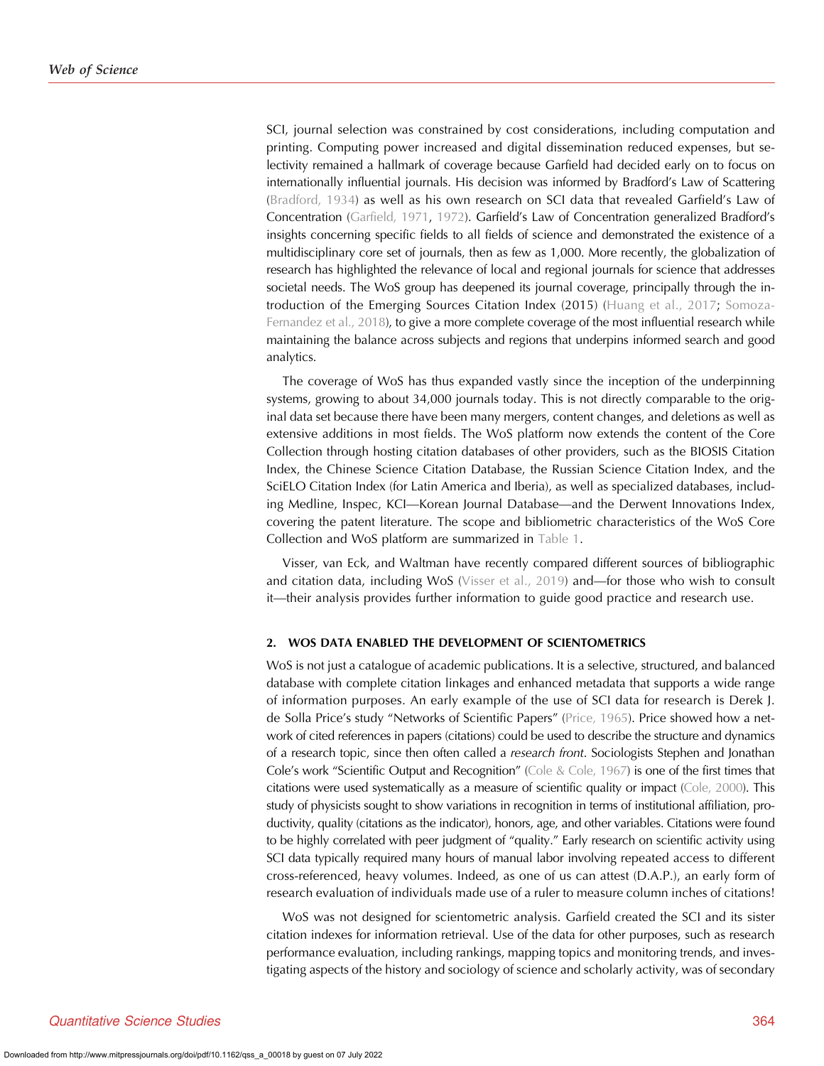SCI, journal selection was constrained by cost considerations, including computation and printing. Computing power increased and digital dissemination reduced expenses, but selectivity remained a hallmark of coverage because Garfield had decided early on to focus on internationally influential journals. His decision was informed by Bradford's Law of Scattering (Bradford, 1934) as well as his own research on SCI data that revealed Garfield's Law of Concentration (Garfield, 1971, 1972). Garfield's Law of Concentration generalized Bradford's insights concerning specific fields to all fields of science and demonstrated the existence of a multidisciplinary core set of journals, then as few as 1,000. More recently, the globalization of research has highlighted the relevance of local and regional journals for science that addresses societal needs. The WoS group has deepened its journal coverage, principally through the introduction of the Emerging Sources Citation Index (2015) (Huang et al., 2017; Somoza-Fernandez et al., 2018), to give a more complete coverage of the most influential research while maintaining the balance across subjects and regions that underpins informed search and good analytics.

The coverage of WoS has thus expanded vastly since the inception of the underpinning systems, growing to about 34,000 journals today. This is not directly comparable to the original data set because there have been many mergers, content changes, and deletions as well as extensive additions in most fields. The WoS platform now extends the content of the Core Collection through hosting citation databases of other providers, such as the BIOSIS Citation Index, the Chinese Science Citation Database, the Russian Science Citation Index, and the SciELO Citation Index (for Latin America and Iberia), as well as specialized databases, including Medline, Inspec, KCI—Korean Journal Database—and the Derwent Innovations Index, covering the patent literature. The scope and bibliometric characteristics of the WoS Core Collection and WoS platform are summarized in Table 1.

Visser, van Eck, and Waltman have recently compared different sources of bibliographic and citation data, including WoS (Visser et al., 2019) and—for those who wish to consult it—their analysis provides further information to guide good practice and research use.

## 2. WOS DATA ENABLED THE DEVELOPMENT OF SCIENTOMETRICS

WoS is not just a catalogue of academic publications. It is a selective, structured, and balanced database with complete citation linkages and enhanced metadata that supports a wide range of information purposes. An early example of the use of SCI data for research is Derek J. de Solla Price's study "Networks of Scientific Papers" (Price, 1965). Price showed how a network of cited references in papers (citations) could be used to describe the structure and dynamics of a research topic, since then often called a *research front*. Sociologists Stephen and Jonathan Cole's work "Scientific Output and Recognition" (Cole & Cole, 1967) is one of the first times that citations were used systematically as a measure of scientific quality or impact (Cole, 2000). This study of physicists sought to show variations in recognition in terms of institutional affiliation, productivity, quality (citations as the indicator), honors, age, and other variables. Citations were found to be highly correlated with peer judgment of "quality." Early research on scientific activity using SCI data typically required many hours of manual labor involving repeated access to different cross-referenced, heavy volumes. Indeed, as one of us can attest (D.A.P.), an early form of research evaluation of individuals made use of a ruler to measure column inches of citations!

WoS was not designed for scientometric analysis. Garfield created the SCI and its sister citation indexes for information retrieval. Use of the data for other purposes, such as research performance evaluation, including rankings, mapping topics and monitoring trends, and investigating aspects of the history and sociology of science and scholarly activity, was of secondary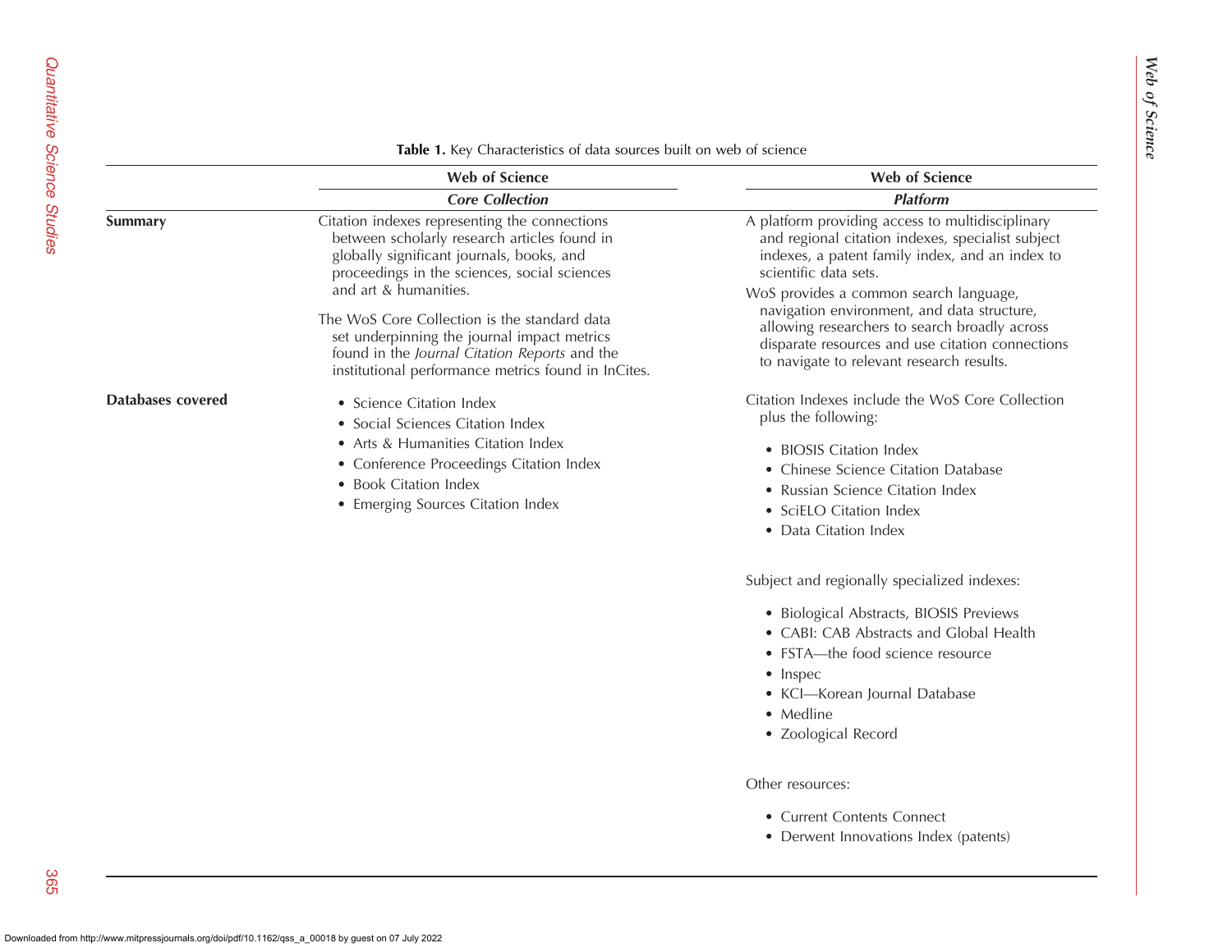**Table 1.** Key Characteristics of data sources built on web of science

| | Web of Science *Core Collection* | Web of Science *Platform* |
|---|---|---|
| **Summary** | Citation indexes representing the connections between scholarly research articles found in globally significant journals, books, and proceedings in the sciences, social sciences and art & humanities.<br><br>The WoS Core Collection is the standard data set underpinning the journal impact metrics found in the *Journal Citation Reports* and the institutional performance metrics found in InCites. | A platform providing access to multidisciplinary and regional citation indexes, specialist subject indexes, a patent family index, and an index to scientific data sets.<br><br>WoS provides a common search language, navigation environment, and data structure, allowing researchers to search broadly across disparate resources and use citation connections to navigate to relevant research results. |
| **Databases covered** | • Science Citation Index<br>• Social Sciences Citation Index<br>• Arts & Humanities Citation Index<br>• Conference Proceedings Citation Index<br>• Book Citation Index<br>• Emerging Sources Citation Index | Citation Indexes include the WoS Core Collection plus the following:<br><br>• BIOSIS Citation Index<br>• Chinese Science Citation Database<br>• Russian Science Citation Index<br>• SciELO Citation Index<br>• Data Citation Index<br><br>Subject and regionally specialized indexes:<br><br>• Biological Abstracts, BIOSIS Previews<br>• CABI: CAB Abstracts and Global Health<br>• FSTA—the food science resource<br>• Inspec<br>• KCI—Korean Journal Database<br>• Medline<br>• Zoological Record<br><br>Other resources:<br><br>• Current Contents Connect<br>• Derwent Innovations Index (patents) |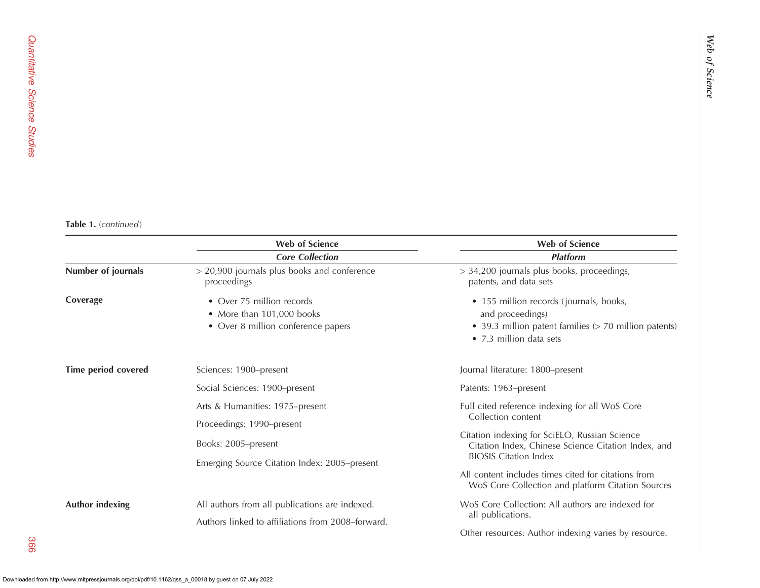**Table 1.** (*continued*)

| | Web of Science<br>***Core Collection*** | Web of Science<br>***Platform*** |
|---|---|---|
| **Number of journals** | > 20,900 journals plus books and conference proceedings | > 34,200 journals plus books, proceedings, patents, and data sets |
| **Coverage** | • Over 75 million records<br>• More than 101,000 books<br>• Over 8 million conference papers | • 155 million records (journals, books, and proceedings)<br>• 39.3 million patent families (> 70 million patents)<br>• 7.3 million data sets |
| **Time period covered** | Sciences: 1900–present<br>Social Sciences: 1900–present<br>Arts & Humanities: 1975–present<br>Proceedings: 1990–present<br>Books: 2005–present<br>Emerging Source Citation Index: 2005–present | Journal literature: 1800–present<br>Patents: 1963–present<br>Full cited reference indexing for all WoS Core Collection content<br>Citation indexing for SciELO, Russian Science Citation Index, Chinese Science Citation Index, and BIOSIS Citation Index<br>All content includes times cited for citations from WoS Core Collection and platform Citation Sources |
| **Author indexing** | All authors from all publications are indexed.<br>Authors linked to affiliations from 2008–forward. | WoS Core Collection: All authors are indexed for all publications.<br>Other resources: Author indexing varies by resource. |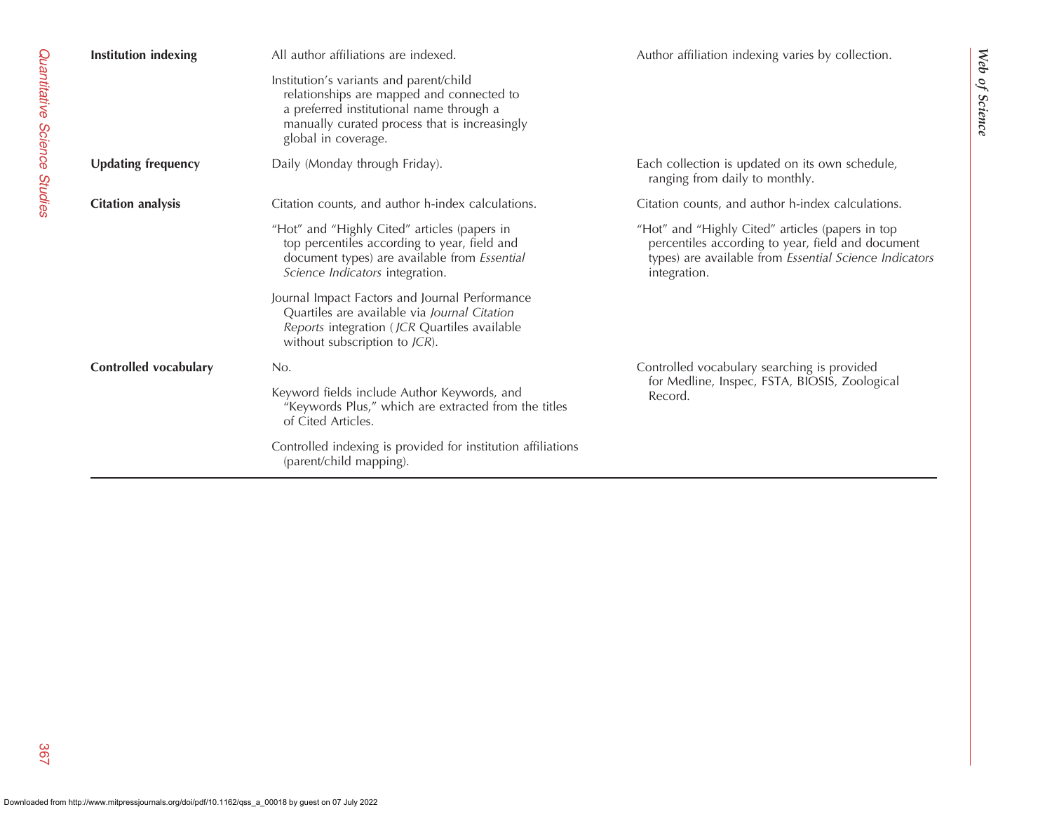| | | |
|---|---|---|
| **Institution indexing** | All author affiliations are indexed.<br><br>Institution's variants and parent/child relationships are mapped and connected to a preferred institutional name through a manually curated process that is increasingly global in coverage. | Author affiliation indexing varies by collection. |
| **Updating frequency** | Daily (Monday through Friday). | Each collection is updated on its own schedule, ranging from daily to monthly. |
| **Citation analysis** | Citation counts, and author h-index calculations.<br><br>"Hot" and "Highly Cited" articles (papers in top percentiles according to year, field and document types) are available from *Essential Science Indicators* integration.<br><br>Journal Impact Factors and Journal Performance Quartiles are available via *Journal Citation Reports* integration (*JCR* Quartiles available without subscription to *JCR*). | Citation counts, and author h-index calculations.<br><br>"Hot" and "Highly Cited" articles (papers in top percentiles according to year, field and document types) are available from *Essential Science Indicators* integration. |
| **Controlled vocabulary** | No.<br><br>Keyword fields include Author Keywords, and "Keywords Plus," which are extracted from the titles of Cited Articles.<br><br>Controlled indexing is provided for institution affiliations (parent/child mapping). | Controlled vocabulary searching is provided for Medline, Inspec, FSTA, BIOSIS, Zoological Record. |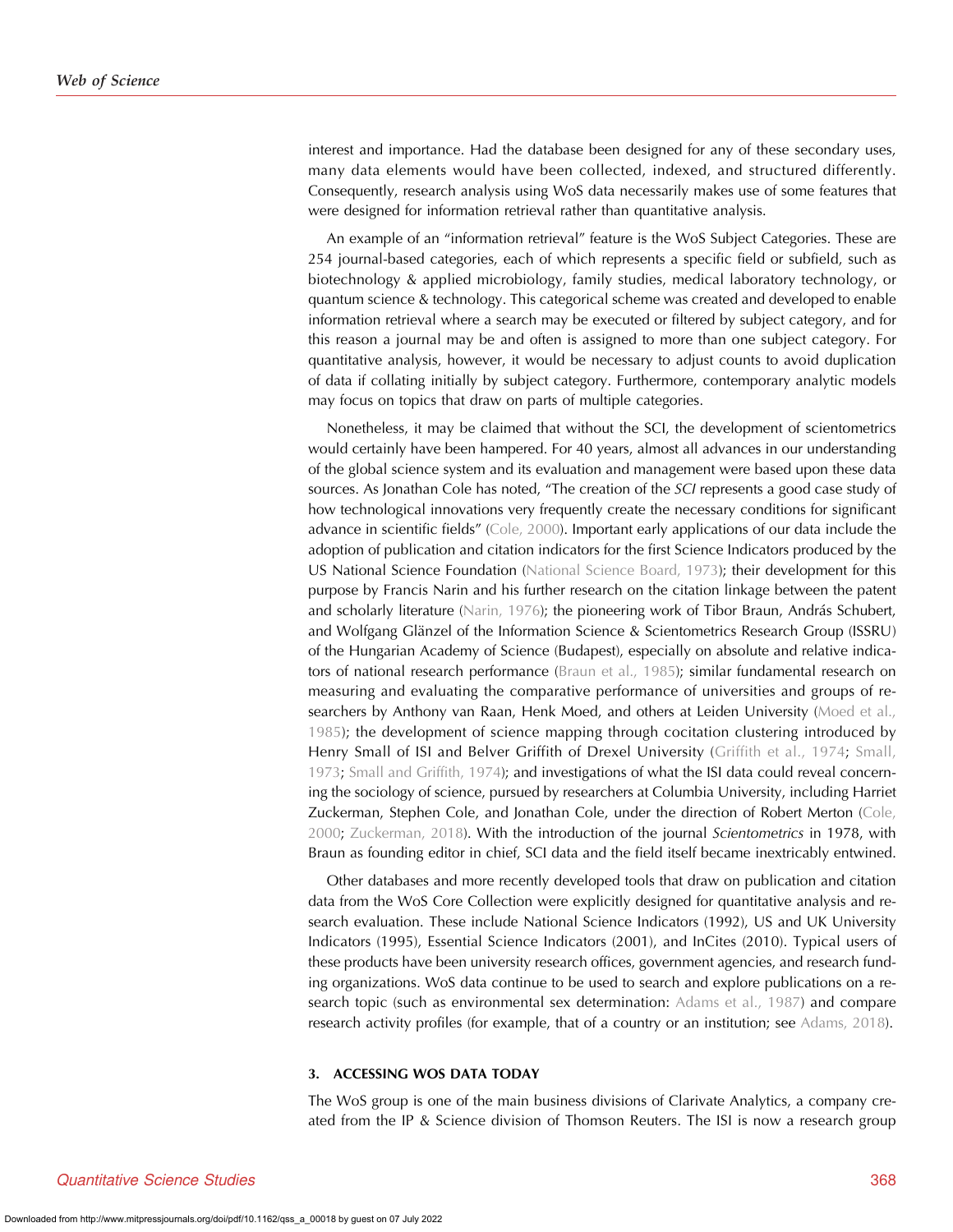interest and importance. Had the database been designed for any of these secondary uses, many data elements would have been collected, indexed, and structured differently. Consequently, research analysis using WoS data necessarily makes use of some features that were designed for information retrieval rather than quantitative analysis.

An example of an "information retrieval" feature is the WoS Subject Categories. These are 254 journal-based categories, each of which represents a specific field or subfield, such as biotechnology & applied microbiology, family studies, medical laboratory technology, or quantum science & technology. This categorical scheme was created and developed to enable information retrieval where a search may be executed or filtered by subject category, and for this reason a journal may be and often is assigned to more than one subject category. For quantitative analysis, however, it would be necessary to adjust counts to avoid duplication of data if collating initially by subject category. Furthermore, contemporary analytic models may focus on topics that draw on parts of multiple categories.

Nonetheless, it may be claimed that without the SCI, the development of scientometrics would certainly have been hampered. For 40 years, almost all advances in our understanding of the global science system and its evaluation and management were based upon these data sources. As Jonathan Cole has noted, "The creation of the *SCI* represents a good case study of how technological innovations very frequently create the necessary conditions for significant advance in scientific fields" (Cole, 2000). Important early applications of our data include the adoption of publication and citation indicators for the first Science Indicators produced by the US National Science Foundation (National Science Board, 1973); their development for this purpose by Francis Narin and his further research on the citation linkage between the patent and scholarly literature (Narin, 1976); the pioneering work of Tibor Braun, András Schubert, and Wolfgang Glänzel of the Information Science & Scientometrics Research Group (ISSRU) of the Hungarian Academy of Science (Budapest), especially on absolute and relative indicators of national research performance (Braun et al., 1985); similar fundamental research on measuring and evaluating the comparative performance of universities and groups of researchers by Anthony van Raan, Henk Moed, and others at Leiden University (Moed et al., 1985); the development of science mapping through cocitation clustering introduced by Henry Small of ISI and Belver Griffith of Drexel University (Griffith et al., 1974; Small, 1973; Small and Griffith, 1974); and investigations of what the ISI data could reveal concerning the sociology of science, pursued by researchers at Columbia University, including Harriet Zuckerman, Stephen Cole, and Jonathan Cole, under the direction of Robert Merton (Cole, 2000; Zuckerman, 2018). With the introduction of the journal *Scientometrics* in 1978, with Braun as founding editor in chief, SCI data and the field itself became inextricably entwined.

Other databases and more recently developed tools that draw on publication and citation data from the WoS Core Collection were explicitly designed for quantitative analysis and research evaluation. These include National Science Indicators (1992), US and UK University Indicators (1995), Essential Science Indicators (2001), and InCites (2010). Typical users of these products have been university research offices, government agencies, and research funding organizations. WoS data continue to be used to search and explore publications on a research topic (such as environmental sex determination: Adams et al., 1987) and compare research activity profiles (for example, that of a country or an institution; see Adams, 2018).

## 3. ACCESSING WOS DATA TODAY

The WoS group is one of the main business divisions of Clarivate Analytics, a company created from the IP & Science division of Thomson Reuters. The ISI is now a research group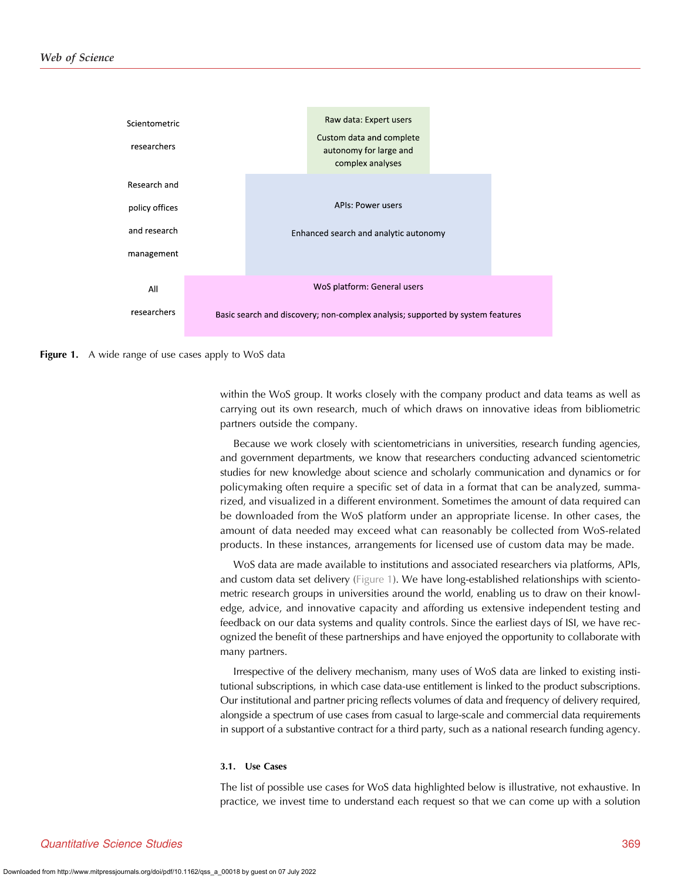Scientometric researchers

Raw data: Expert users

Custom data and complete autonomy for large and complex analyses

Research and policy offices and research management

APIs: Power users

Enhanced search and analytic autonomy

All researchers

WoS platform: General users

Basic search and discovery; non-complex analysis; supported by system features

**Figure 1.** A wide range of use cases apply to WoS data

within the WoS group. It works closely with the company product and data teams as well as carrying out its own research, much of which draws on innovative ideas from bibliometric partners outside the company.

Because we work closely with scientometricians in universities, research funding agencies, and government departments, we know that researchers conducting advanced scientometric studies for new knowledge about science and scholarly communication and dynamics or for policymaking often require a specific set of data in a format that can be analyzed, summarized, and visualized in a different environment. Sometimes the amount of data required can be downloaded from the WoS platform under an appropriate license. In other cases, the amount of data needed may exceed what can reasonably be collected from WoS-related products. In these instances, arrangements for licensed use of custom data may be made.

WoS data are made available to institutions and associated researchers via platforms, APIs, and custom data set delivery (Figure 1). We have long-established relationships with scientometric research groups in universities around the world, enabling us to draw on their knowledge, advice, and innovative capacity and affording us extensive independent testing and feedback on our data systems and quality controls. Since the earliest days of ISI, we have recognized the benefit of these partnerships and have enjoyed the opportunity to collaborate with many partners.

Irrespective of the delivery mechanism, many uses of WoS data are linked to existing institutional subscriptions, in which case data-use entitlement is linked to the product subscriptions. Our institutional and partner pricing reflects volumes of data and frequency of delivery required, alongside a spectrum of use cases from casual to large-scale and commercial data requirements in support of a substantive contract for a third party, such as a national research funding agency.

### 3.1. Use Cases

The list of possible use cases for WoS data highlighted below is illustrative, not exhaustive. In practice, we invest time to understand each request so that we can come up with a solution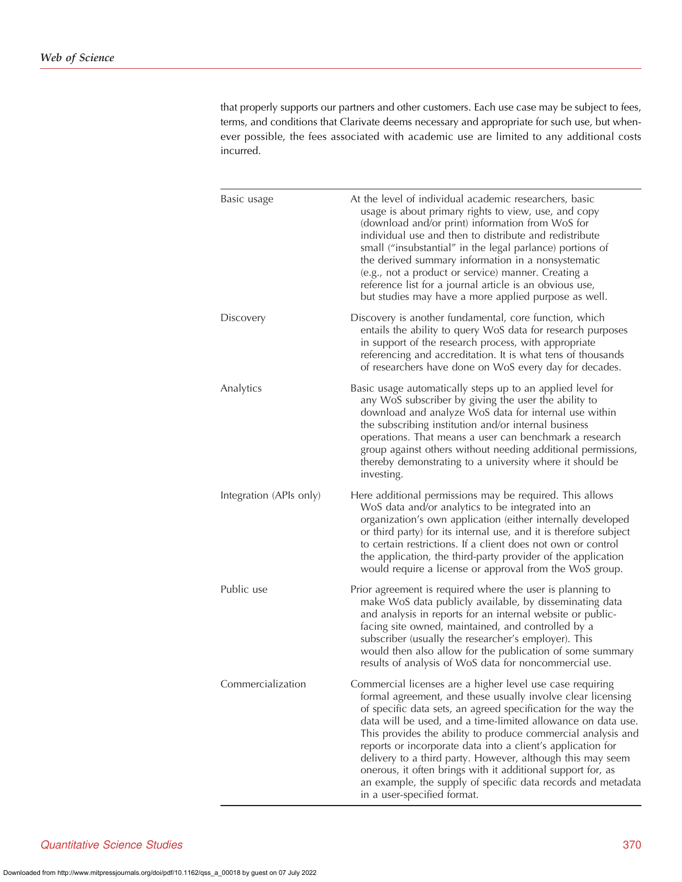that properly supports our partners and other customers. Each use case may be subject to fees, terms, and conditions that Clarivate deems necessary and appropriate for such use, but whenever possible, the fees associated with academic use are limited to any additional costs incurred.

| | |
|---|---|
| Basic usage | At the level of individual academic researchers, basic usage is about primary rights to view, use, and copy (download and/or print) information from WoS for individual use and then to distribute and redistribute small ("insubstantial" in the legal parlance) portions of the derived summary information in a nonsystematic (e.g., not a product or service) manner. Creating a reference list for a journal article is an obvious use, but studies may have a more applied purpose as well. |
| Discovery | Discovery is another fundamental, core function, which entails the ability to query WoS data for research purposes in support of the research process, with appropriate referencing and accreditation. It is what tens of thousands of researchers have done on WoS every day for decades. |
| Analytics | Basic usage automatically steps up to an applied level for any WoS subscriber by giving the user the ability to download and analyze WoS data for internal use within the subscribing institution and/or internal business operations. That means a user can benchmark a research group against others without needing additional permissions, thereby demonstrating to a university where it should be investing. |
| Integration (APIs only) | Here additional permissions may be required. This allows WoS data and/or analytics to be integrated into an organization's own application (either internally developed or third party) for its internal use, and it is therefore subject to certain restrictions. If a client does not own or control the application, the third-party provider of the application would require a license or approval from the WoS group. |
| Public use | Prior agreement is required where the user is planning to make WoS data publicly available, by disseminating data and analysis in reports for an internal website or public-facing site owned, maintained, and controlled by a subscriber (usually the researcher's employer). This would then also allow for the publication of some summary results of analysis of WoS data for noncommercial use. |
| Commercialization | Commercial licenses are a higher level use case requiring formal agreement, and these usually involve clear licensing of specific data sets, an agreed specification for the way the data will be used, and a time-limited allowance on data use. This provides the ability to produce commercial analysis and reports or incorporate data into a client's application for delivery to a third party. However, although this may seem onerous, it often brings with it additional support for, as an example, the supply of specific data records and metadata in a user-specified format. |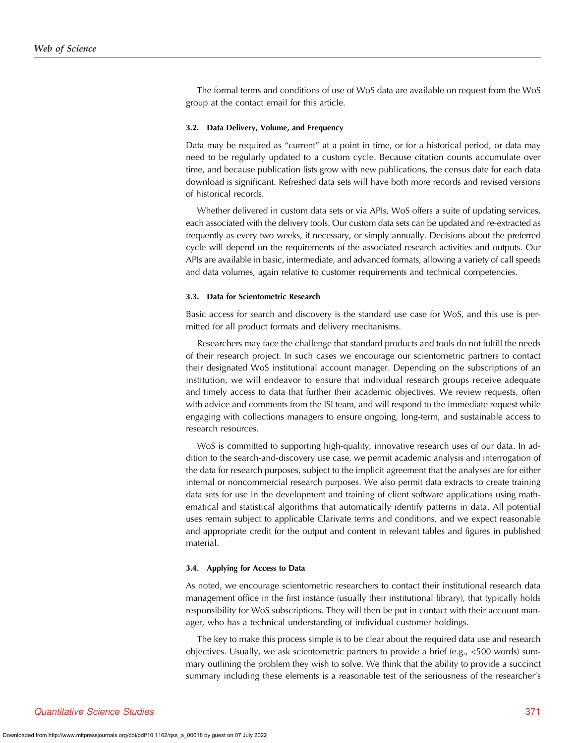The formal terms and conditions of use of WoS data are available on request from the WoS group at the contact email for this article.

### 3.2. Data Delivery, Volume, and Frequency

Data may be required as "current" at a point in time, or for a historical period, or data may need to be regularly updated to a custom cycle. Because citation counts accumulate over time, and because publication lists grow with new publications, the census date for each data download is significant. Refreshed data sets will have both more records and revised versions of historical records.

Whether delivered in custom data sets or via APIs, WoS offers a suite of updating services, each associated with the delivery tools. Our custom data sets can be updated and re-extracted as frequently as every two weeks, if necessary, or simply annually. Decisions about the preferred cycle will depend on the requirements of the associated research activities and outputs. Our APIs are available in basic, intermediate, and advanced formats, allowing a variety of call speeds and data volumes, again relative to customer requirements and technical competencies.

### 3.3. Data for Scientometric Research

Basic access for search and discovery is the standard use case for WoS, and this use is permitted for all product formats and delivery mechanisms.

Researchers may face the challenge that standard products and tools do not fulfill the needs of their research project. In such cases we encourage our scientometric partners to contact their designated WoS institutional account manager. Depending on the subscriptions of an institution, we will endeavor to ensure that individual research groups receive adequate and timely access to data that further their academic objectives. We review requests, often with advice and comments from the ISI team, and will respond to the immediate request while engaging with collections managers to ensure ongoing, long-term, and sustainable access to research resources.

WoS is committed to supporting high-quality, innovative research uses of our data. In addition to the search-and-discovery use case, we permit academic analysis and interrogation of the data for research purposes, subject to the implicit agreement that the analyses are for either internal or noncommercial research purposes. We also permit data extracts to create training data sets for use in the development and training of client software applications using mathematical and statistical algorithms that automatically identify patterns in data. All potential uses remain subject to applicable Clarivate terms and conditions, and we expect reasonable and appropriate credit for the output and content in relevant tables and figures in published material.

### 3.4. Applying for Access to Data

As noted, we encourage scientometric researchers to contact their institutional research data management office in the first instance (usually their institutional library), that typically holds responsibility for WoS subscriptions. They will then be put in contact with their account manager, who has a technical understanding of individual customer holdings.

The key to make this process simple is to be clear about the required data use and research objectives. Usually, we ask scientometric partners to provide a brief (e.g., <500 words) summary outlining the problem they wish to solve. We think that the ability to provide a succinct summary including these elements is a reasonable test of the seriousness of the researcher's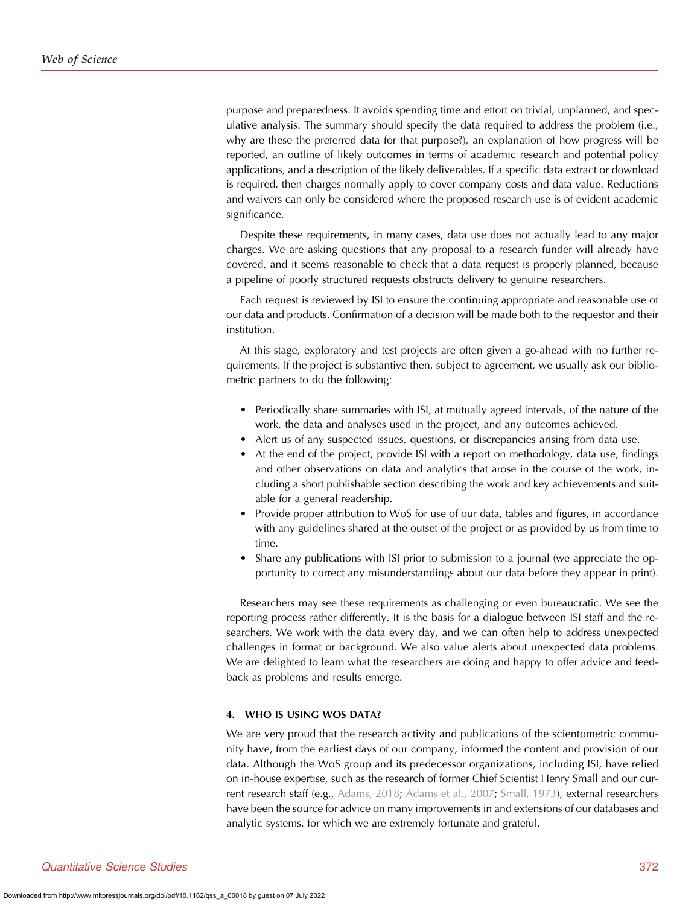purpose and preparedness. It avoids spending time and effort on trivial, unplanned, and speculative analysis. The summary should specify the data required to address the problem (i.e., why are these the preferred data for that purpose?), an explanation of how progress will be reported, an outline of likely outcomes in terms of academic research and potential policy applications, and a description of the likely deliverables. If a specific data extract or download is required, then charges normally apply to cover company costs and data value. Reductions and waivers can only be considered where the proposed research use is of evident academic significance.

Despite these requirements, in many cases, data use does not actually lead to any major charges. We are asking questions that any proposal to a research funder will already have covered, and it seems reasonable to check that a data request is properly planned, because a pipeline of poorly structured requests obstructs delivery to genuine researchers.

Each request is reviewed by ISI to ensure the continuing appropriate and reasonable use of our data and products. Confirmation of a decision will be made both to the requestor and their institution.

At this stage, exploratory and test projects are often given a go-ahead with no further requirements. If the project is substantive then, subject to agreement, we usually ask our bibliometric partners to do the following:

- Periodically share summaries with ISI, at mutually agreed intervals, of the nature of the work, the data and analyses used in the project, and any outcomes achieved.
- Alert us of any suspected issues, questions, or discrepancies arising from data use.
- At the end of the project, provide ISI with a report on methodology, data use, findings and other observations on data and analytics that arose in the course of the work, including a short publishable section describing the work and key achievements and suitable for a general readership.
- Provide proper attribution to WoS for use of our data, tables and figures, in accordance with any guidelines shared at the outset of the project or as provided by us from time to time.
- Share any publications with ISI prior to submission to a journal (we appreciate the opportunity to correct any misunderstandings about our data before they appear in print).

Researchers may see these requirements as challenging or even bureaucratic. We see the reporting process rather differently. It is the basis for a dialogue between ISI staff and the researchers. We work with the data every day, and we can often help to address unexpected challenges in format or background. We also value alerts about unexpected data problems. We are delighted to learn what the researchers are doing and happy to offer advice and feedback as problems and results emerge.

## 4. WHO IS USING WOS DATA?

We are very proud that the research activity and publications of the scientometric community have, from the earliest days of our company, informed the content and provision of our data. Although the WoS group and its predecessor organizations, including ISI, have relied on in-house expertise, such as the research of former Chief Scientist Henry Small and our current research staff (e.g., Adams, 2018; Adams et al., 2007; Small, 1973), external researchers have been the source for advice on many improvements in and extensions of our databases and analytic systems, for which we are extremely fortunate and grateful.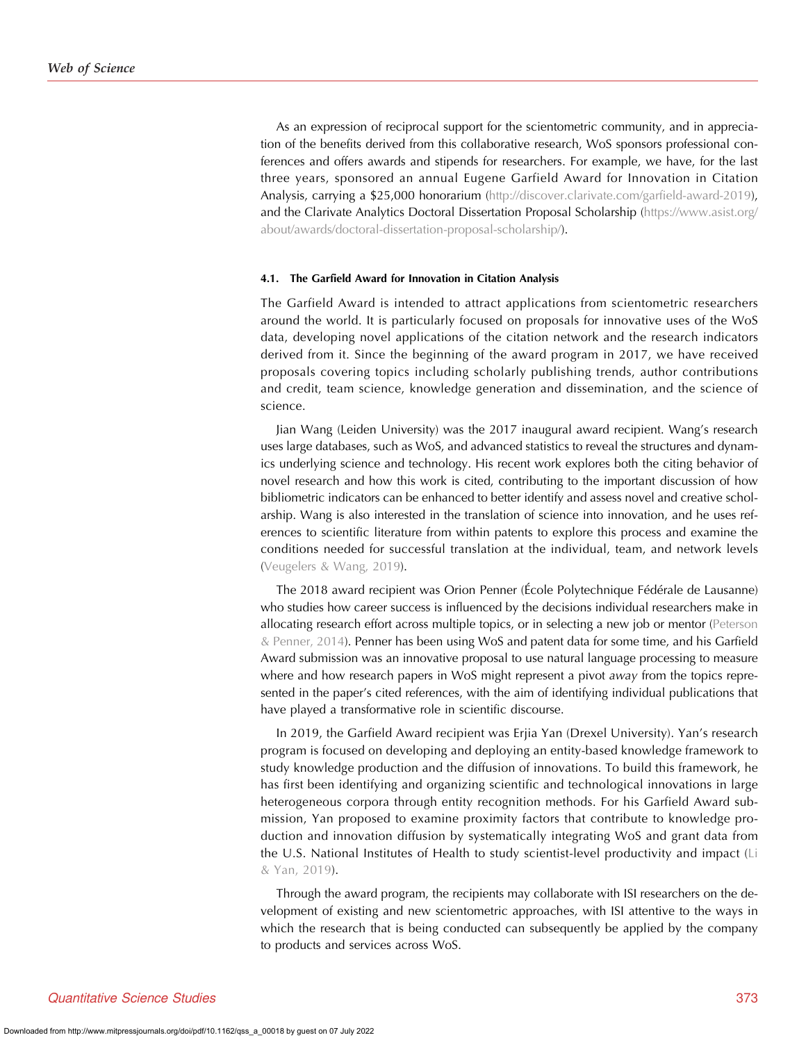As an expression of reciprocal support for the scientometric community, and in appreciation of the benefits derived from this collaborative research, WoS sponsors professional conferences and offers awards and stipends for researchers. For example, we have, for the last three years, sponsored an annual Eugene Garfield Award for Innovation in Citation Analysis, carrying a $25,000 honorarium (http://discover.clarivate.com/garfield-award-2019), and the Clarivate Analytics Doctoral Dissertation Proposal Scholarship (https://www.asist.org/about/awards/doctoral-dissertation-proposal-scholarship/).

#### 4.1. The Garfield Award for Innovation in Citation Analysis

The Garfield Award is intended to attract applications from scientometric researchers around the world. It is particularly focused on proposals for innovative uses of the WoS data, developing novel applications of the citation network and the research indicators derived from it. Since the beginning of the award program in 2017, we have received proposals covering topics including scholarly publishing trends, author contributions and credit, team science, knowledge generation and dissemination, and the science of science.

Jian Wang (Leiden University) was the 2017 inaugural award recipient. Wang's research uses large databases, such as WoS, and advanced statistics to reveal the structures and dynamics underlying science and technology. His recent work explores both the citing behavior of novel research and how this work is cited, contributing to the important discussion of how bibliometric indicators can be enhanced to better identify and assess novel and creative scholarship. Wang is also interested in the translation of science into innovation, and he uses references to scientific literature from within patents to explore this process and examine the conditions needed for successful translation at the individual, team, and network levels (Veugelers & Wang, 2019).

The 2018 award recipient was Orion Penner (École Polytechnique Fédérale de Lausanne) who studies how career success is influenced by the decisions individual researchers make in allocating research effort across multiple topics, or in selecting a new job or mentor (Peterson & Penner, 2014). Penner has been using WoS and patent data for some time, and his Garfield Award submission was an innovative proposal to use natural language processing to measure where and how research papers in WoS might represent a pivot *away* from the topics represented in the paper's cited references, with the aim of identifying individual publications that have played a transformative role in scientific discourse.

In 2019, the Garfield Award recipient was Erjia Yan (Drexel University). Yan's research program is focused on developing and deploying an entity-based knowledge framework to study knowledge production and the diffusion of innovations. To build this framework, he has first been identifying and organizing scientific and technological innovations in large heterogeneous corpora through entity recognition methods. For his Garfield Award submission, Yan proposed to examine proximity factors that contribute to knowledge production and innovation diffusion by systematically integrating WoS and grant data from the U.S. National Institutes of Health to study scientist-level productivity and impact (Li & Yan, 2019).

Through the award program, the recipients may collaborate with ISI researchers on the development of existing and new scientometric approaches, with ISI attentive to the ways in which the research that is being conducted can subsequently be applied by the company to products and services across WoS.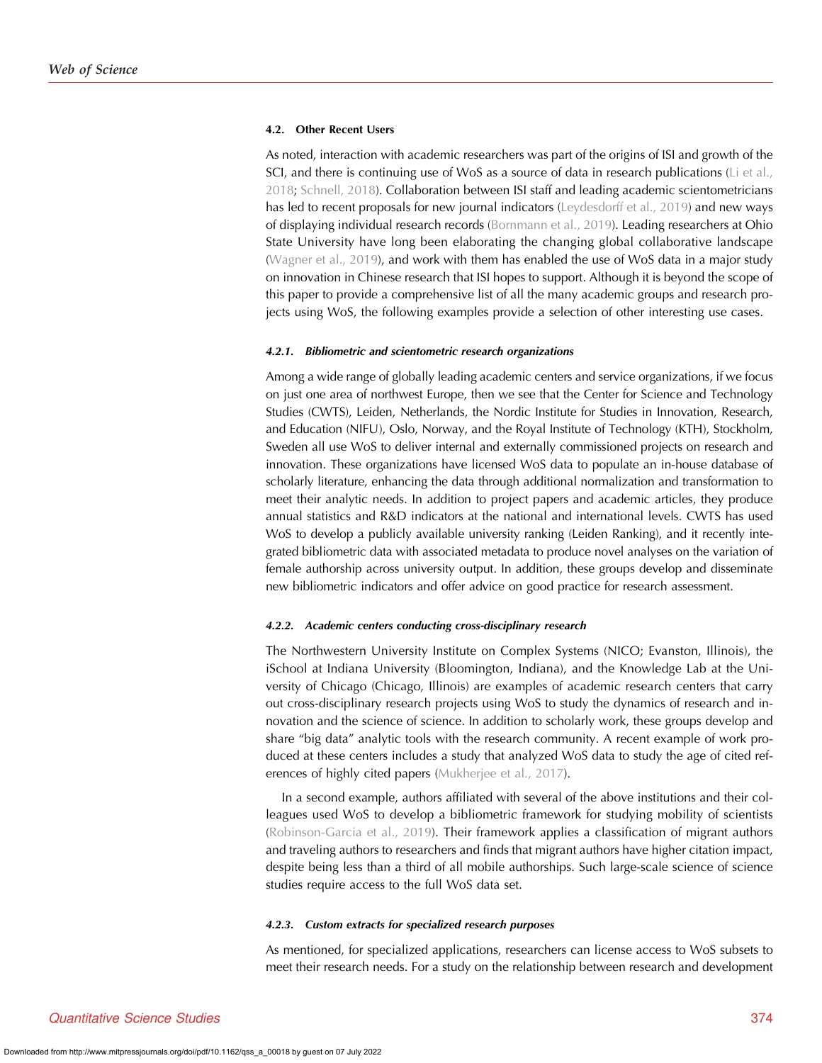### 4.2. Other Recent Users

As noted, interaction with academic researchers was part of the origins of ISI and growth of the SCI, and there is continuing use of WoS as a source of data in research publications (Li et al., 2018; Schnell, 2018). Collaboration between ISI staff and leading academic scientometricians has led to recent proposals for new journal indicators (Leydesdorff et al., 2019) and new ways of displaying individual research records (Bornmann et al., 2019). Leading researchers at Ohio State University have long been elaborating the changing global collaborative landscape (Wagner et al., 2019), and work with them has enabled the use of WoS data in a major study on innovation in Chinese research that ISI hopes to support. Although it is beyond the scope of this paper to provide a comprehensive list of all the many academic groups and research projects using WoS, the following examples provide a selection of other interesting use cases.

#### *4.2.1. Bibliometric and scientometric research organizations*

Among a wide range of globally leading academic centers and service organizations, if we focus on just one area of northwest Europe, then we see that the Center for Science and Technology Studies (CWTS), Leiden, Netherlands, the Nordic Institute for Studies in Innovation, Research, and Education (NIFU), Oslo, Norway, and the Royal Institute of Technology (KTH), Stockholm, Sweden all use WoS to deliver internal and externally commissioned projects on research and innovation. These organizations have licensed WoS data to populate an in-house database of scholarly literature, enhancing the data through additional normalization and transformation to meet their analytic needs. In addition to project papers and academic articles, they produce annual statistics and R&D indicators at the national and international levels. CWTS has used WoS to develop a publicly available university ranking (Leiden Ranking), and it recently integrated bibliometric data with associated metadata to produce novel analyses on the variation of female authorship across university output. In addition, these groups develop and disseminate new bibliometric indicators and offer advice on good practice for research assessment.

#### *4.2.2. Academic centers conducting cross-disciplinary research*

The Northwestern University Institute on Complex Systems (NICO; Evanston, Illinois), the iSchool at Indiana University (Bloomington, Indiana), and the Knowledge Lab at the University of Chicago (Chicago, Illinois) are examples of academic research centers that carry out cross-disciplinary research projects using WoS to study the dynamics of research and innovation and the science of science. In addition to scholarly work, these groups develop and share "big data" analytic tools with the research community. A recent example of work produced at these centers includes a study that analyzed WoS data to study the age of cited references of highly cited papers (Mukherjee et al., 2017).

In a second example, authors affiliated with several of the above institutions and their colleagues used WoS to develop a bibliometric framework for studying mobility of scientists (Robinson-Garcia et al., 2019). Their framework applies a classification of migrant authors and traveling authors to researchers and finds that migrant authors have higher citation impact, despite being less than a third of all mobile authorships. Such large-scale science of science studies require access to the full WoS data set.

#### *4.2.3. Custom extracts for specialized research purposes*

As mentioned, for specialized applications, researchers can license access to WoS subsets to meet their research needs. For a study on the relationship between research and development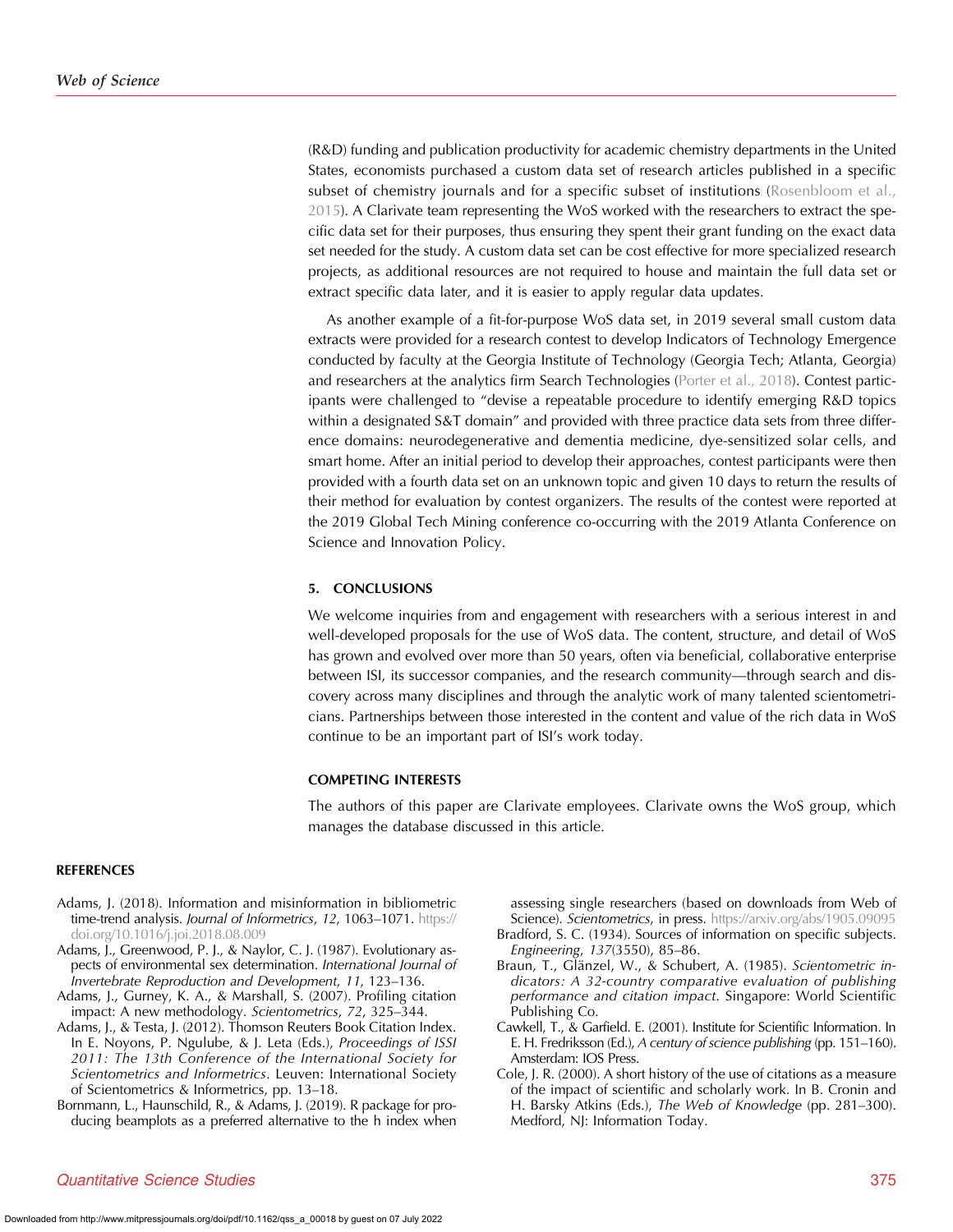(R&D) funding and publication productivity for academic chemistry departments in the United States, economists purchased a custom data set of research articles published in a specific subset of chemistry journals and for a specific subset of institutions (Rosenbloom et al., 2015). A Clarivate team representing the WoS worked with the researchers to extract the specific data set for their purposes, thus ensuring they spent their grant funding on the exact data set needed for the study. A custom data set can be cost effective for more specialized research projects, as additional resources are not required to house and maintain the full data set or extract specific data later, and it is easier to apply regular data updates.

As another example of a fit-for-purpose WoS data set, in 2019 several small custom data extracts were provided for a research contest to develop Indicators of Technology Emergence conducted by faculty at the Georgia Institute of Technology (Georgia Tech; Atlanta, Georgia) and researchers at the analytics firm Search Technologies (Porter et al., 2018). Contest participants were challenged to "devise a repeatable procedure to identify emerging R&D topics within a designated S&T domain" and provided with three practice data sets from three difference domains: neurodegenerative and dementia medicine, dye-sensitized solar cells, and smart home. After an initial period to develop their approaches, contest participants were then provided with a fourth data set on an unknown topic and given 10 days to return the results of their method for evaluation by contest organizers. The results of the contest were reported at the 2019 Global Tech Mining conference co-occurring with the 2019 Atlanta Conference on Science and Innovation Policy.

## 5. CONCLUSIONS

We welcome inquiries from and engagement with researchers with a serious interest in and well-developed proposals for the use of WoS data. The content, structure, and detail of WoS has grown and evolved over more than 50 years, often via beneficial, collaborative enterprise between ISI, its successor companies, and the research community—through search and discovery across many disciplines and through the analytic work of many talented scientometricians. Partnerships between those interested in the content and value of the rich data in WoS continue to be an important part of ISI's work today.

## COMPETING INTERESTS

The authors of this paper are Clarivate employees. Clarivate owns the WoS group, which manages the database discussed in this article.

## REFERENCES

Adams, J. (2018). Information and misinformation in bibliometric time-trend analysis. *Journal of Informetrics*, *12*, 1063–1071. https://doi.org/10.1016/j.joi.2018.08.009

Adams, J., Greenwood, P. J., & Naylor, C. J. (1987). Evolutionary aspects of environmental sex determination. *International Journal of Invertebrate Reproduction and Development*, *11*, 123–136.

Adams, J., Gurney, K. A., & Marshall, S. (2007). Profiling citation impact: A new methodology. *Scientometrics*, *72*, 325–344.

Adams, J., & Testa, J. (2012). Thomson Reuters Book Citation Index. In E. Noyons, P. Ngulube, & J. Leta (Eds.), *Proceedings of ISSI 2011: The 13th Conference of the International Society for Scientometrics and Informetrics*. Leuven: International Society of Scientometrics & Informetrics, pp. 13–18.

Bornmann, L., Haunschild, R., & Adams, J. (2019). R package for producing beamplots as a preferred alternative to the h index when assessing single researchers (based on downloads from Web of Science). *Scientometrics*, in press. https://arxiv.org/abs/1905.09095

Bradford, S. C. (1934). Sources of information on specific subjects. *Engineering*, *137*(3550), 85–86.

Braun, T., Glänzel, W., & Schubert, A. (1985). *Scientometric indicators: A 32-country comparative evaluation of publishing performance and citation impact*. Singapore: World Scientific Publishing Co.

Cawkell, T., & Garfield. E. (2001). Institute for Scientific Information. In E. H. Fredriksson (Ed.), *A century of science publishing* (pp. 151–160). Amsterdam: IOS Press.

Cole, J. R. (2000). A short history of the use of citations as a measure of the impact of scientific and scholarly work. In B. Cronin and H. Barsky Atkins (Eds.), *The Web of Knowledge* (pp. 281–300). Medford, NJ: Information Today.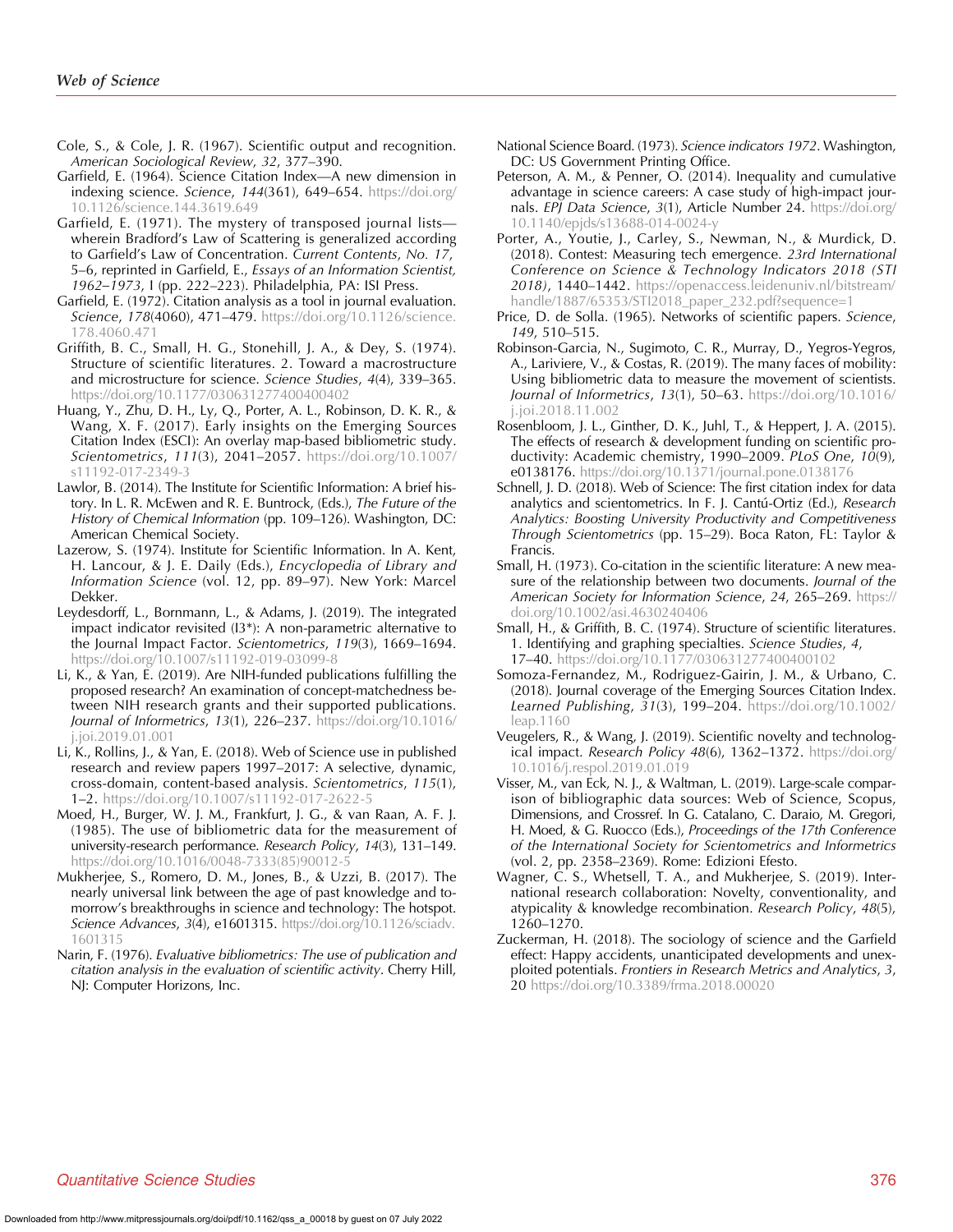Cole, S., & Cole, J. R. (1967). Scientific output and recognition. *American Sociological Review*, *32*, 377–390.

Garfield, E. (1964). Science Citation Index—A new dimension in indexing science. *Science*, *144*(361), 649–654. https://doi.org/10.1126/science.144.3619.649

Garfield, E. (1971). The mystery of transposed journal lists—wherein Bradford's Law of Scattering is generalized according to Garfield's Law of Concentration. *Current Contents, No. 17*, 5–6, reprinted in Garfield, E., *Essays of an Information Scientist, 1962–1973*, I (pp. 222–223). Philadelphia, PA: ISI Press.

Garfield, E. (1972). Citation analysis as a tool in journal evaluation. *Science*, *178*(4060), 471–479. https://doi.org/10.1126/science.178.4060.471

Griffith, B. C., Small, H. G., Stonehill, J. A., & Dey, S. (1974). Structure of scientific literatures. 2. Toward a macrostructure and microstructure for science. *Science Studies*, *4*(4), 339–365. https://doi.org/10.1177/030631277400400402

Huang, Y., Zhu, D. H., Ly, Q., Porter, A. L., Robinson, D. K. R., & Wang, X. F. (2017). Early insights on the Emerging Sources Citation Index (ESCI): An overlay map-based bibliometric study. *Scientometrics*, *111*(3), 2041–2057. https://doi.org/10.1007/s11192-017-2349-3

Lawlor, B. (2014). The Institute for Scientific Information: A brief history. In L. R. McEwen and R. E. Buntrock, (Eds.), *The Future of the History of Chemical Information* (pp. 109–126). Washington, DC: American Chemical Society.

Lazerow, S. (1974). Institute for Scientific Information. In A. Kent, H. Lancour, & J. E. Daily (Eds.), *Encyclopedia of Library and Information Science* (vol. 12, pp. 89–97). New York: Marcel Dekker.

Leydesdorff, L., Bornmann, L., & Adams, J. (2019). The integrated impact indicator revisited (I3*): A non-parametric alternative to the Journal Impact Factor. *Scientometrics*, *119*(3), 1669–1694. https://doi.org/10.1007/s11192-019-03099-8

Li, K., & Yan, E. (2019). Are NIH-funded publications fulfilling the proposed research? An examination of concept-matchedness between NIH research grants and their supported publications. *Journal of Informetrics*, *13*(1), 226–237. https://doi.org/10.1016/j.joi.2019.01.001

Li, K., Rollins, J., & Yan, E. (2018). Web of Science use in published research and review papers 1997–2017: A selective, dynamic, cross-domain, content-based analysis. *Scientometrics*, *115*(1), 1–2. https://doi.org/10.1007/s11192-017-2622-5

Moed, H., Burger, W. J. M., Frankfurt, J. G., & van Raan, A. F. J. (1985). The use of bibliometric data for the measurement of university-research performance. *Research Policy*, *14*(3), 131–149. https://doi.org/10.1016/0048-7333(85)90012-5

Mukherjee, S., Romero, D. M., Jones, B., & Uzzi, B. (2017). The nearly universal link between the age of past knowledge and tomorrow's breakthroughs in science and technology: The hotspot. *Science Advances*, *3*(4), e1601315. https://doi.org/10.1126/sciadv.1601315

Narin, F. (1976). *Evaluative bibliometrics: The use of publication and citation analysis in the evaluation of scientific activity*. Cherry Hill, NJ: Computer Horizons, Inc.

National Science Board. (1973). *Science indicators 1972*. Washington, DC: US Government Printing Office.

Peterson, A. M., & Penner, O. (2014). Inequality and cumulative advantage in science careers: A case study of high-impact journals. *EPJ Data Science*, *3*(1), Article Number 24. https://doi.org/10.1140/epjds/s13688-014-0024-y

Porter, A., Youtie, J., Carley, S., Newman, N., & Murdick, D. (2018). Contest: Measuring tech emergence. *23rd International Conference on Science & Technology Indicators 2018 (STI 2018)*, 1440–1442. https://openaccess.leidenuniv.nl/bitstream/handle/1887/65353/STI2018_paper_232.pdf?sequence=1

Price, D. de Solla. (1965). Networks of scientific papers. *Science*, *149*, 510–515.

Robinson-Garcia, N., Sugimoto, C. R., Murray, D., Yegros-Yegros, A., Lariviere, V., & Costas, R. (2019). The many faces of mobility: Using bibliometric data to measure the movement of scientists. *Journal of Informetrics*, *13*(1), 50–63. https://doi.org/10.1016/j.joi.2018.11.002

Rosenbloom, J. L., Ginther, D. K., Juhl, T., & Heppert, J. A. (2015). The effects of research & development funding on scientific productivity: Academic chemistry, 1990–2009. *PLoS One*, *10*(9), e0138176. https://doi.org/10.1371/journal.pone.0138176

Schnell, J. D. (2018). Web of Science: The first citation index for data analytics and scientometrics. In F. J. Cantú-Ortiz (Ed.), *Research Analytics: Boosting University Productivity and Competitiveness Through Scientometrics* (pp. 15–29). Boca Raton, FL: Taylor & Francis.

Small, H. (1973). Co-citation in the scientific literature: A new measure of the relationship between two documents. *Journal of the American Society for Information Science*, *24*, 265–269. https://doi.org/10.1002/asi.4630240406

Small, H., & Griffith, B. C. (1974). Structure of scientific literatures. 1. Identifying and graphing specialties. *Science Studies*, *4*, 17–40. https://doi.org/10.1177/030631277400400102

Somoza-Fernandez, M., Rodriguez-Gairin, J. M., & Urbano, C. (2018). Journal coverage of the Emerging Sources Citation Index. *Learned Publishing*, *31*(3), 199–204. https://doi.org/10.1002/leap.1160

Veugelers, R., & Wang, J. (2019). Scientific novelty and technological impact. *Research Policy 48*(6), 1362–1372. https://doi.org/10.1016/j.respol.2019.01.019

Visser, M., van Eck, N. J., & Waltman, L. (2019). Large-scale comparison of bibliographic data sources: Web of Science, Scopus, Dimensions, and Crossref. In G. Catalano, C. Daraio, M. Gregori, H. Moed, & G. Ruocco (Eds.), *Proceedings of the 17th Conference of the International Society for Scientometrics and Informetrics* (vol. 2, pp. 2358–2369). Rome: Edizioni Efesto.

Wagner, C. S., Whetsell, T. A., and Mukherjee, S. (2019). International research collaboration: Novelty, conventionality, and atypicality & knowledge recombination. *Research Policy*, *48*(5), 1260–1270.

Zuckerman, H. (2018). The sociology of science and the Garfield effect: Happy accidents, unanticipated developments and unexploited potentials. *Frontiers in Research Metrics and Analytics*, *3*, 20 https://doi.org/10.3389/frma.2018.00020